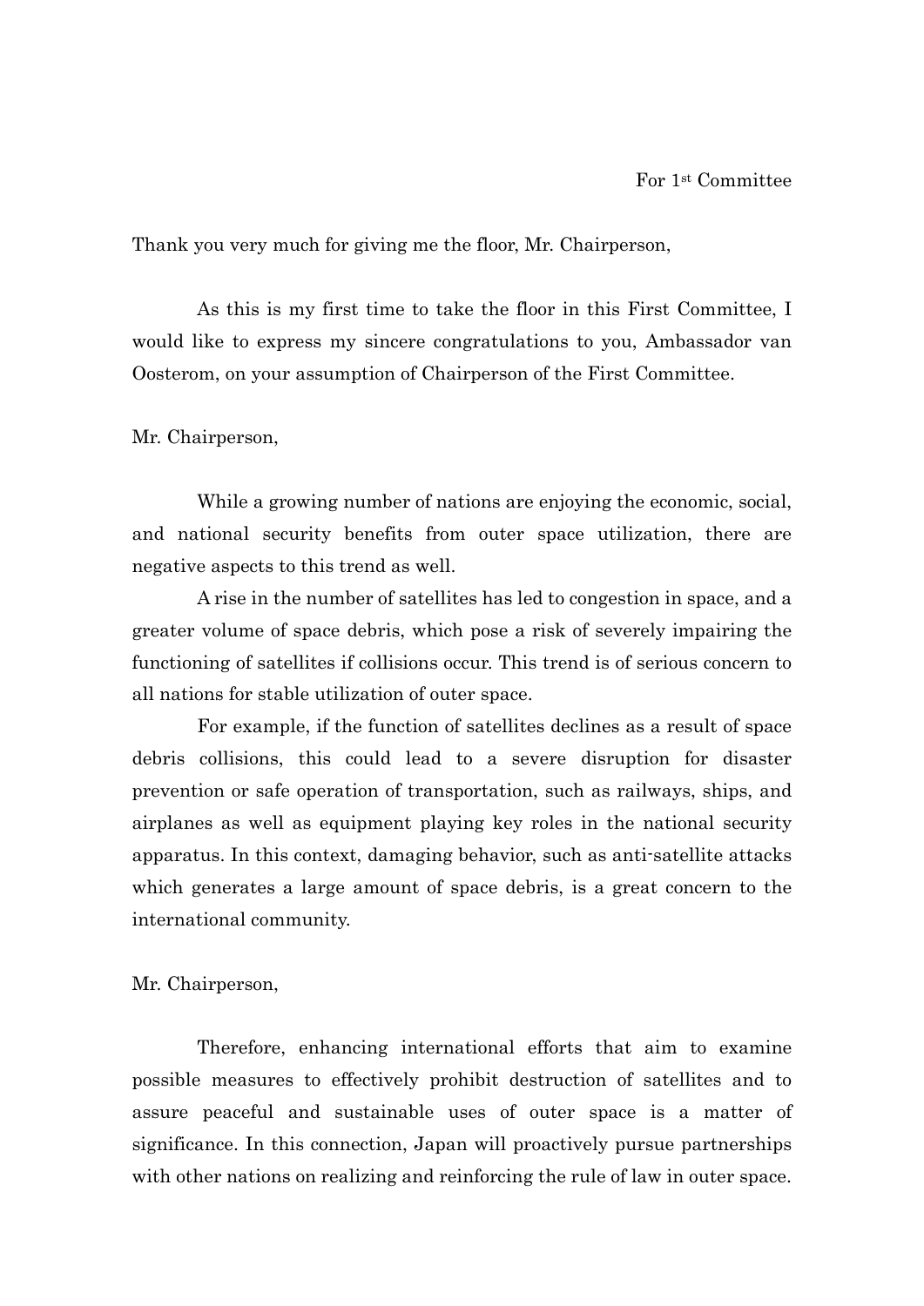For 1st Committee

Thank you very much for giving me the floor, Mr. Chairperson,

As this is my first time to take the floor in this First Committee, I would like to express my sincere congratulations to you, Ambassador van Oosterom, on your assumption of Chairperson of the First Committee.

Mr. Chairperson,

While a growing number of nations are enjoying the economic, social, and national security benefits from outer space utilization, there are negative aspects to this trend as well.

A rise in the number of satellites has led to congestion in space, and a greater volume of space debris, which pose a risk of severely impairing the functioning of satellites if collisions occur. This trend is of serious concern to all nations for stable utilization of outer space.

For example, if the function of satellites declines as a result of space debris collisions, this could lead to a severe disruption for disaster prevention or safe operation of transportation, such as railways, ships, and airplanes as well as equipment playing key roles in the national security apparatus. In this context, damaging behavior, such as anti-satellite attacks which generates a large amount of space debris, is a great concern to the international community.

Mr. Chairperson,

Therefore, enhancing international efforts that aim to examine possible measures to effectively prohibit destruction of satellites and to assure peaceful and sustainable uses of outer space is a matter of significance. In this connection, Japan will proactively pursue partnerships with other nations on realizing and reinforcing the rule of law in outer space.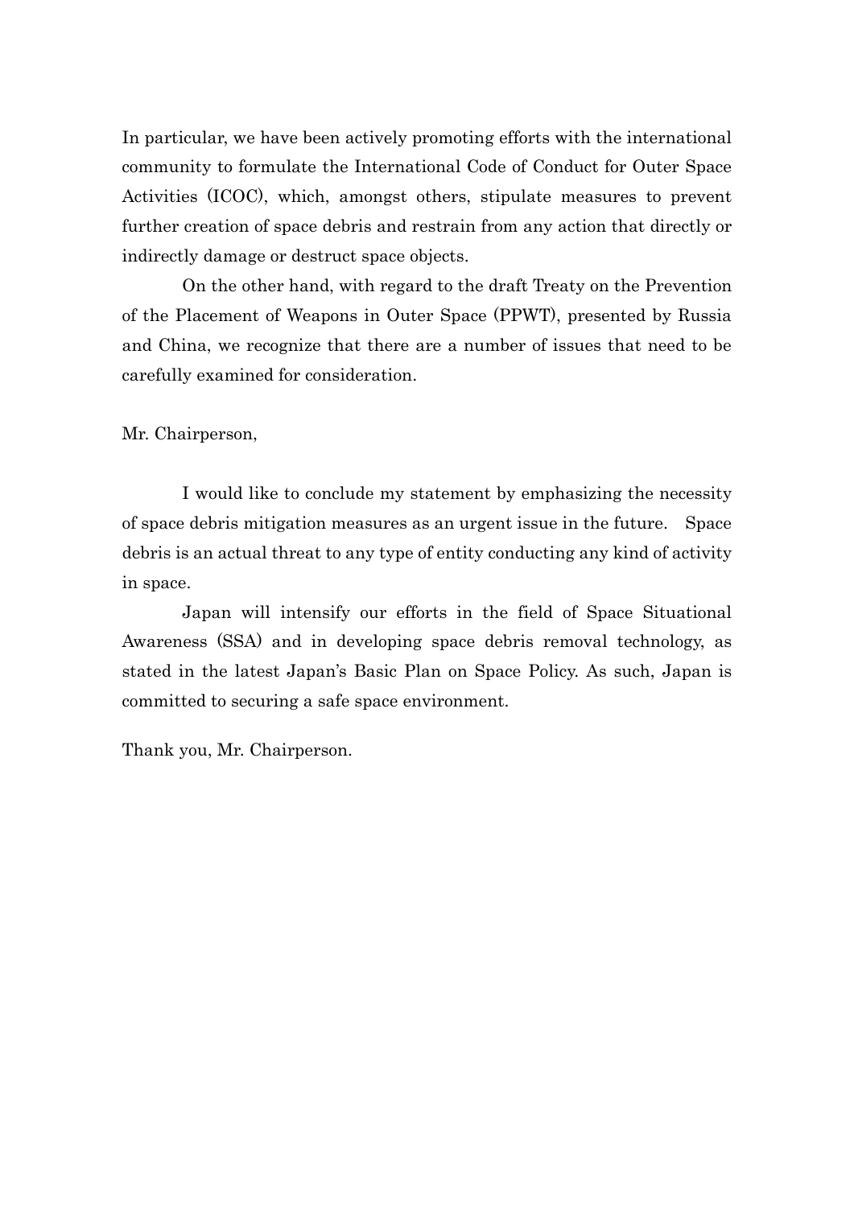In particular, we have been actively promoting efforts with the international community to formulate the International Code of Conduct for Outer Space Activities (ICOC), which, amongst others, stipulate measures to prevent further creation of space debris and restrain from any action that directly or indirectly damage or destruct space objects.

On the other hand, with regard to the draft Treaty on the Prevention of the Placement of Weapons in Outer Space (PPWT), presented by Russia and China, we recognize that there are a number of issues that need to be carefully examined for consideration.

Mr. Chairperson,

I would like to conclude my statement by emphasizing the necessity of space debris mitigation measures as an urgent issue in the future. Space debris is an actual threat to any type of entity conducting any kind of activity in space.

Japan will intensify our efforts in the field of Space Situational Awareness (SSA) and in developing space debris removal technology, as stated in the latest Japan's Basic Plan on Space Policy. As such, Japan is committed to securing a safe space environment.

Thank you, Mr. Chairperson.